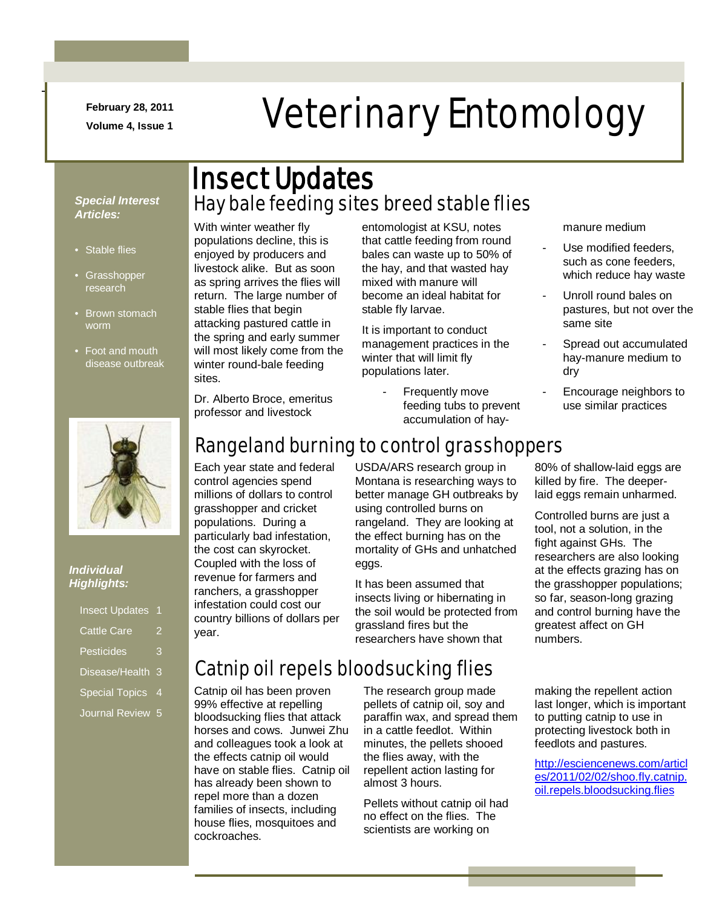February 28, 2011

Volume 4, Issue 1

# Veterinary Entomology

*Special Interest Articles:*

- Stable flies
- Grasshopper research
- Brown stomach worm
- Foot and mouth disease outbreak

*Individual Highlights:*

| | |
|---|---|
| Insect Updates | 1 |
| Cattle Care | 2 |
| Pesticides | 3 |
| Disease/Health | 3 |
| Special Topics | 4 |
| Journal Review | 5 |

## Insect Updates

### Hay bale feeding sites breed stable flies

With winter weather fly populations decline, this is enjoyed by producers and livestock alike. But as soon as spring arrives the flies will return. The large number of stable flies that begin attacking pastured cattle in the spring and early summer will most likely come from the winter round-bale feeding sites.

Dr. Alberto Broce, emeritus professor and livestock entomologist at KSU, notes that cattle feeding from round bales can waste up to 50% of the hay, and that wasted hay mixed with manure will become an ideal habitat for stable fly larvae.

It is important to conduct management practices in the winter that will limit fly populations later.

- Frequently move feeding tubs to prevent accumulation of hay-manure medium
- Use modified feeders, such as cone feeders, which reduce hay waste
- Unroll round bales on pastures, but not over the same site
- Spread out accumulated hay-manure medium to dry
- Encourage neighbors to use similar practices

### Rangeland burning to control grasshoppers

Each year state and federal control agencies spend millions of dollars to control grasshopper and cricket populations. During a particularly bad infestation, the cost can skyrocket. Coupled with the loss of revenue for farmers and ranchers, a grasshopper infestation could cost our country billions of dollars per year.

USDA/ARS research group in Montana is researching ways to better manage GH outbreaks by using controlled burns on rangeland. They are looking at the effect burning has on the mortality of GHs and unhatched eggs.

It has been assumed that insects living or hibernating in the soil would be protected from grassland fires but the researchers have shown that 80% of shallow-laid eggs are killed by fire. The deeper-laid eggs remain unharmed.

Controlled burns are just a tool, not a solution, in the fight against GHs. The researchers are also looking at the effects grazing has on the grasshopper populations; so far, season-long grazing and control burning have the greatest affect on GH numbers.

### Catnip oil repels bloodsucking flies

Catnip oil has been proven 99% effective at repelling bloodsucking flies that attack horses and cows. Junwei Zhu and colleagues took a look at the effects catnip oil would have on stable flies. Catnip oil has already been shown to repel more than a dozen families of insects, including house flies, mosquitoes and cockroaches.

The research group made pellets of catnip oil, soy and paraffin wax, and spread them in a cattle feedlot. Within minutes, the pellets shooed the flies away, with the repellent action lasting for almost 3 hours.

Pellets without catnip oil had no effect on the flies. The scientists are working on making the repellent action last longer, which is important to putting catnip to use in protecting livestock both in feedlots and pastures.

[http://esciencenews.com/articles/2011/02/02/shoo.fly.catnip.oil.repels.bloodsucking.flies](http://esciencenews.com/articles/2011/02/02/shoo.fly.catnip.oil.repels.bloodsucking.flies)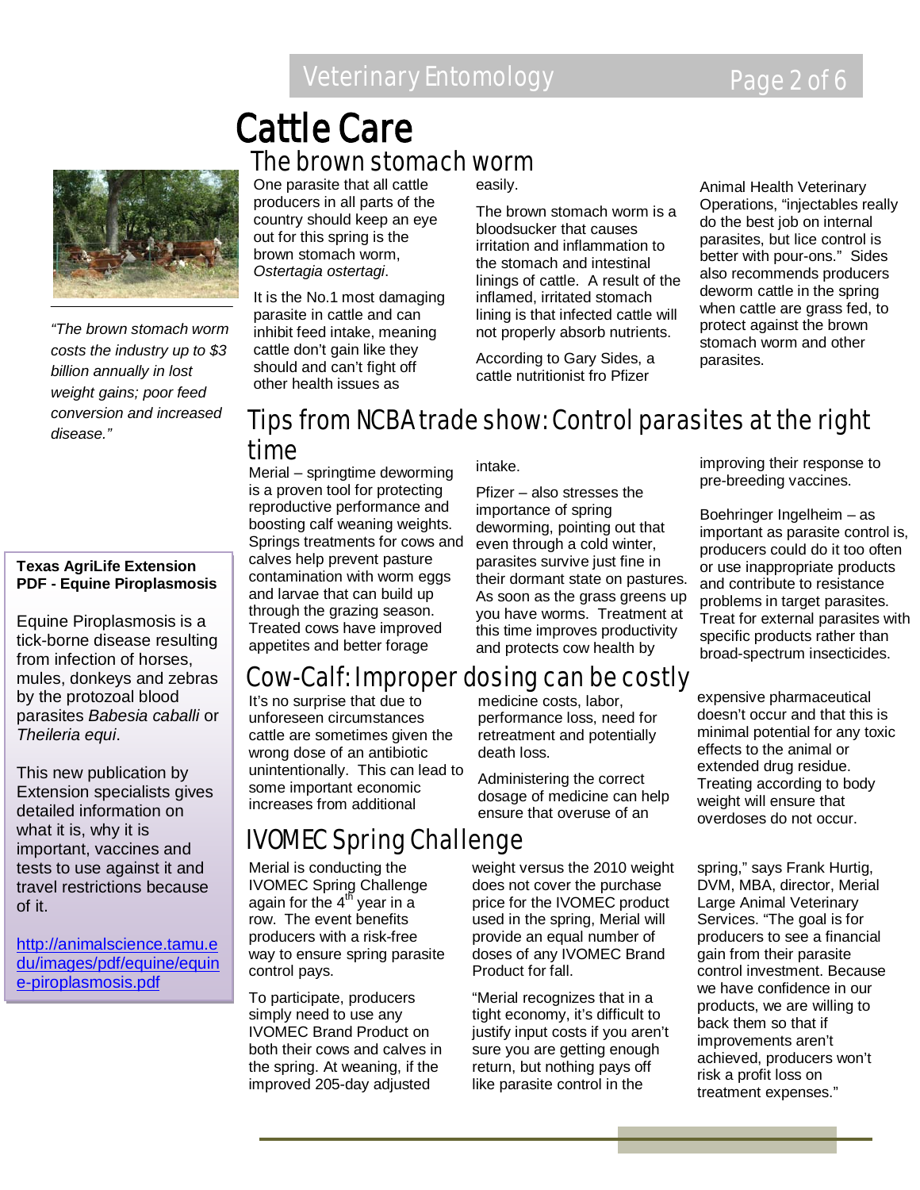# Cattle Care

## The brown stomach worm

One parasite that all cattle producers in all parts of the country should keep an eye out for this spring is the brown stomach worm, *Ostertagia ostertagi*.

It is the No.1 most damaging parasite in cattle and can inhibit feed intake, meaning cattle don't gain like they should and can't fight off other health issues as easily.

The brown stomach worm is a bloodsucker that causes irritation and inflammation to the stomach and intestinal linings of cattle. A result of the inflamed, irritated stomach lining is that infected cattle will not properly absorb nutrients.

According to Gary Sides, a cattle nutritionist fro Pfizer Animal Health Veterinary Operations, "injectables really do the best job on internal parasites, but lice control is better with pour-ons." Sides also recommends producers deworm cattle in the spring when cattle are grass fed, to protect against the brown stomach worm and other parasites.

*"The brown stomach worm costs the industry up to $3 billion annually in lost weight gains; poor feed conversion and increased disease."*

## Tips from NCBA trade show: Control parasites at the right time

Merial – springtime deworming is a proven tool for protecting reproductive performance and boosting calf weaning weights. Springs treatments for cows and calves help prevent pasture contamination with worm eggs and larvae that can build up through the grazing season. Treated cows have improved appetites and better forage intake.

Pfizer – also stresses the importance of spring deworming, pointing out that even through a cold winter, parasites survive just fine in their dormant state on pastures. As soon as the grass greens up you have worms. Treatment at this time improves productivity and protects cow health by improving their response to pre-breeding vaccines.

Boehringer Ingelheim – as important as parasite control is, producers could do it too often or use inappropriate products and contribute to resistance problems in target parasites. Treat for external parasites with specific products rather than broad-spectrum insecticides.

## Cow-Calf: Improper dosing can be costly

It's no surprise that due to unforeseen circumstances cattle are sometimes given the wrong dose of an antibiotic unintentionally. This can lead to some important economic increases from additional medicine costs, labor, performance loss, need for retreatment and potentially death loss.

Administering the correct dosage of medicine can help ensure that overuse of an expensive pharmaceutical doesn't occur and that this is minimal potential for any toxic effects to the animal or extended drug residue. Treating according to body weight will ensure that overdoses do not occur.

## IVOMEC Spring Challenge

Merial is conducting the IVOMEC Spring Challenge again for the 4th year in a row. The event benefits producers with a risk-free way to ensure spring parasite control pays.

To participate, producers simply need to use any IVOMEC Brand Product on both their cows and calves in the spring. At weaning, if the improved 205-day adjusted weight versus the 2010 weight does not cover the purchase price for the IVOMEC product used in the spring, Merial will provide an equal number of doses of any IVOMEC Brand Product for fall.

"Merial recognizes that in a tight economy, it's difficult to justify input costs if you aren't sure you are getting enough return, but nothing pays off like parasite control in the spring," says Frank Hurtig, DVM, MBA, director, Merial Large Animal Veterinary Services. "The goal is for producers to see a financial gain from their parasite control investment. Because we have confidence in our products, we are willing to back them so that if improvements aren't achieved, producers won't risk a profit loss on treatment expenses."

**Texas AgriLife Extension PDF - Equine Piroplasmosis**

Equine Piroplasmosis is a tick-borne disease resulting from infection of horses, mules, donkeys and zebras by the protozoal blood parasites *Babesia caballi* or *Theileria equi*.

This new publication by Extension specialists gives detailed information on what it is, why it is important, vaccines and tests to use against it and travel restrictions because of it.

http://animalscience.tamu.edu/images/pdf/equine/equine-piroplasmosis.pdf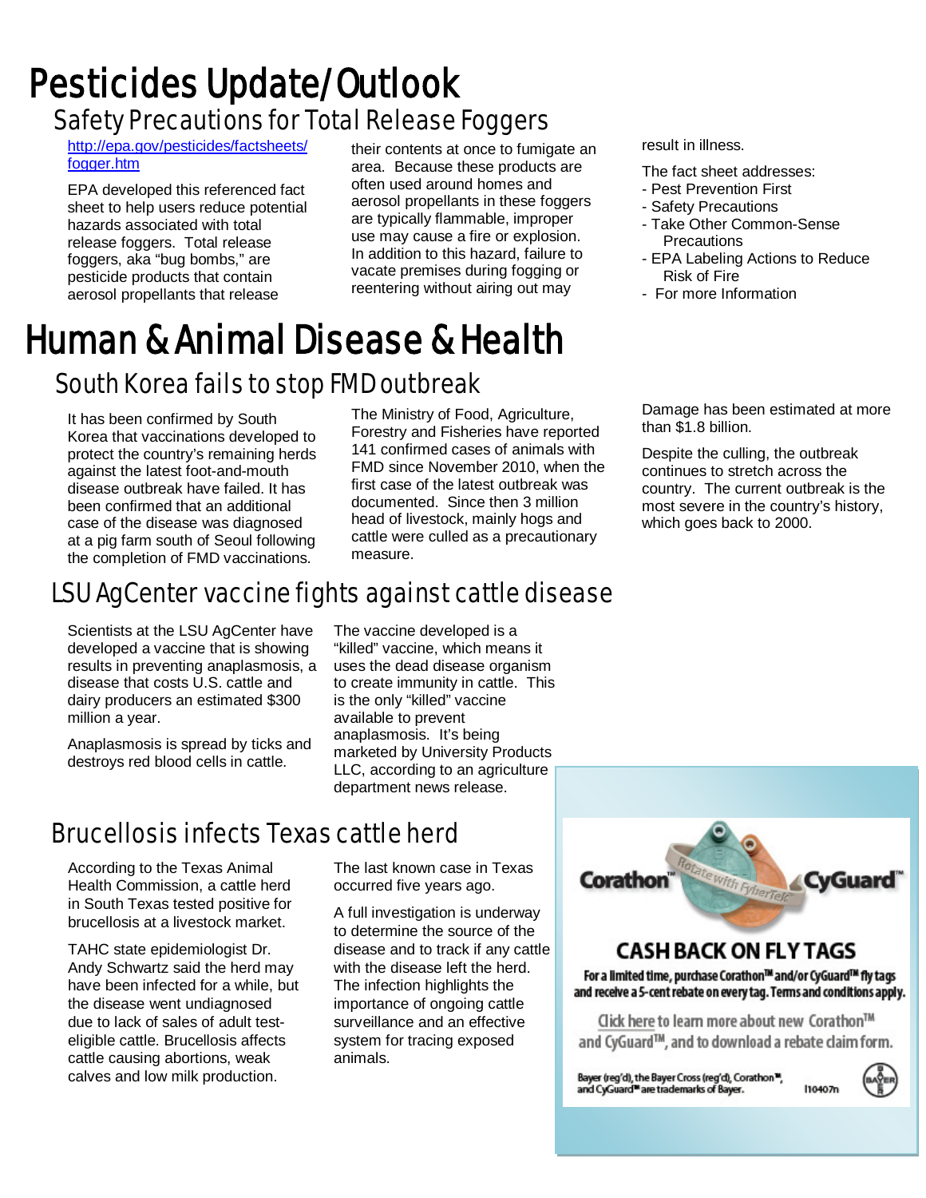# Pesticides Update/Outlook

## Safety Precautions for Total Release Foggers

http://epa.gov/pesticides/factsheets/fogger.htm

EPA developed this referenced fact sheet to help users reduce potential hazards associated with total release foggers. Total release foggers, aka "bug bombs," are pesticide products that contain aerosol propellants that release their contents at once to fumigate an area. Because these products are often used around homes and aerosol propellants in these foggers are typically flammable, improper use may cause a fire or explosion. In addition to this hazard, failure to vacate premises during fogging or reentering without airing out may result in illness.

The fact sheet addresses:

- Pest Prevention First
- Safety Precautions
- Take Other Common-Sense Precautions
- EPA Labeling Actions to Reduce Risk of Fire
- For more Information

# Human & Animal Disease & Health

## South Korea fails to stop FMD outbreak

It has been confirmed by South Korea that vaccinations developed to protect the country's remaining herds against the latest foot-and-mouth disease outbreak have failed. It has been confirmed that an additional case of the disease was diagnosed at a pig farm south of Seoul following the completion of FMD vaccinations.

The Ministry of Food, Agriculture, Forestry and Fisheries have reported 141 confirmed cases of animals with FMD since November 2010, when the first case of the latest outbreak was documented. Since then 3 million head of livestock, mainly hogs and cattle were culled as a precautionary measure.

Damage has been estimated at more than $1.8 billion.

Despite the culling, the outbreak continues to stretch across the country. The current outbreak is the most severe in the country's history, which goes back to 2000.

## LSU AgCenter vaccine fights against cattle disease

Scientists at the LSU AgCenter have developed a vaccine that is showing results in preventing anaplasmosis, a disease that costs U.S. cattle and dairy producers an estimated $300 million a year.

Anaplasmosis is spread by ticks and destroys red blood cells in cattle.

The vaccine developed is a "killed" vaccine, which means it uses the dead disease organism to create immunity in cattle. This is the only "killed" vaccine available to prevent anaplasmosis. It's being marketed by University Products LLC, according to an agriculture department news release.

## Brucellosis infects Texas cattle herd

According to the Texas Animal Health Commission, a cattle herd in South Texas tested positive for brucellosis at a livestock market.

TAHC state epidemiologist Dr. Andy Schwartz said the herd may have been infected for a while, but the disease went undiagnosed due to lack of sales of adult test-eligible cattle. Brucellosis affects cattle causing abortions, weak calves and low milk production.

The last known case in Texas occurred five years ago.

A full investigation is underway to determine the source of the disease and to track if any cattle with the disease left the herd. The infection highlights the importance of ongoing cattle surveillance and an effective system for tracing exposed animals.

Corathon™ Rotate with FyberTek CyGuard™

**CASH BACK ON FLY TAGS**

For a limited time, purchase Corathon™ and/or CyGuard™ fly tags and receive a 5-cent rebate on every tag. Terms and conditions apply.

Click here to learn more about new Corathon™ and CyGuard™, and to download a rebate claim form.

Bayer (reg'd), the Bayer Cross (reg'd), Corathon™, and CyGuard™ are trademarks of Bayer. I10407n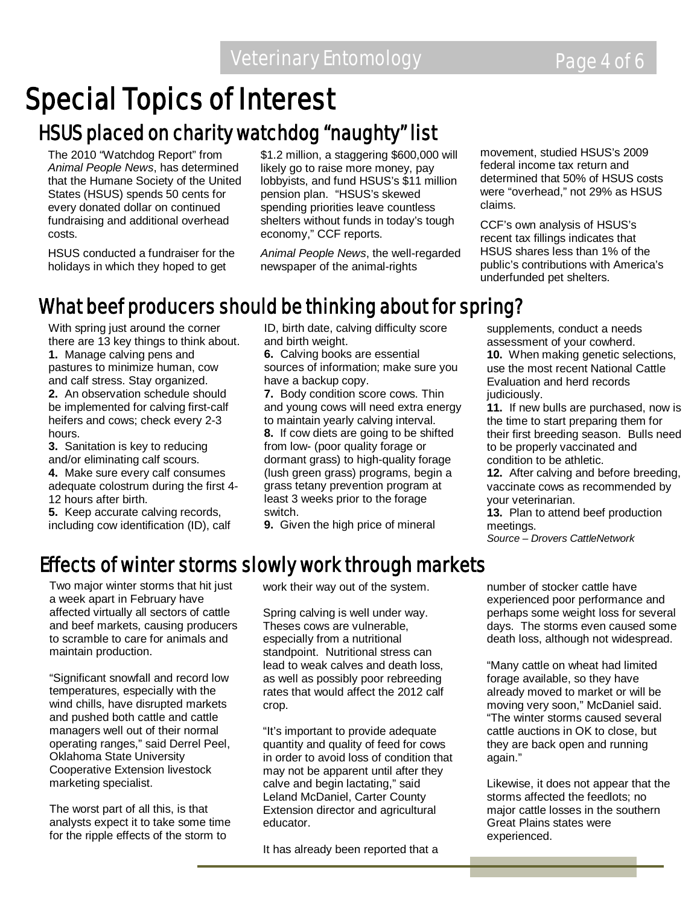# Special Topics of Interest

## HSUS placed on charity watchdog "naughty" list

The 2010 "Watchdog Report" from *Animal People News*, has determined that the Humane Society of the United States (HSUS) spends 50 cents for every donated dollar on continued fundraising and additional overhead costs.

HSUS conducted a fundraiser for the holidays in which they hoped to get $1.2 million, a staggering $600,000 will likely go to raise more money, pay lobbyists, and fund HSUS's $11 million pension plan. "HSUS's skewed spending priorities leave countless shelters without funds in today's tough economy," CCF reports.

*Animal People News*, the well-regarded newspaper of the animal-rights movement, studied HSUS's 2009 federal income tax return and determined that 50% of HSUS costs were "overhead," not 29% as HSUS claims.

CCF's own analysis of HSUS's recent tax fillings indicates that HSUS shares less than 1% of the public's contributions with America's underfunded pet shelters.

## What beef producers should be thinking about for spring?

With spring just around the corner there are 13 key things to think about.

**1.** Manage calving pens and pastures to minimize human, cow and calf stress. Stay organized.
**2.** An observation schedule should be implemented for calving first-calf heifers and cows; check every 2-3 hours.
**3.** Sanitation is key to reducing and/or eliminating calf scours.
**4.** Make sure every calf consumes adequate colostrum during the first 4-12 hours after birth.
**5.** Keep accurate calving records, including cow identification (ID), calf ID, birth date, calving difficulty score and birth weight.
**6.** Calving books are essential sources of information; make sure you have a backup copy.
**7.** Body condition score cows. Thin and young cows will need extra energy to maintain yearly calving interval.
**8.** If cow diets are going to be shifted from low- (poor quality forage or dormant grass) to high-quality forage (lush green grass) programs, begin a grass tetany prevention program at least 3 weeks prior to the forage switch.
**9.** Given the high price of mineral supplements, conduct a needs assessment of your cowherd.
**10.** When making genetic selections, use the most recent National Cattle Evaluation and herd records judiciously.
**11.** If new bulls are purchased, now is the time to start preparing them for their first breeding season. Bulls need to be properly vaccinated and condition to be athletic.
**12.** After calving and before breeding, vaccinate cows as recommended by your veterinarian.
**13.** Plan to attend beef production meetings.

*Source – Drovers CattleNetwork*

## Effects of winter storms slowly work through markets

Two major winter storms that hit just a week apart in February have affected virtually all sectors of cattle and beef markets, causing producers to scramble to care for animals and maintain production.

"Significant snowfall and record low temperatures, especially with the wind chills, have disrupted markets and pushed both cattle and cattle managers well out of their normal operating ranges," said Derrel Peel, Oklahoma State University Cooperative Extension livestock marketing specialist.

The worst part of all this, is that analysts expect it to take some time for the ripple effects of the storm to work their way out of the system.

Spring calving is well under way. Theses cows are vulnerable, especially from a nutritional standpoint. Nutritional stress can lead to weak calves and death loss, as well as possibly poor rebreeding rates that would affect the 2012 calf crop.

"It's important to provide adequate quantity and quality of feed for cows in order to avoid loss of condition that may not be apparent until after they calve and begin lactating," said Leland McDaniel, Carter County Extension director and agricultural educator.

It has already been reported that a number of stocker cattle have experienced poor performance and perhaps some weight loss for several days. The storms even caused some death loss, although not widespread.

"Many cattle on wheat had limited forage available, so they have already moved to market or will be moving very soon," McDaniel said. "The winter storms caused several cattle auctions in OK to close, but they are back open and running again."

Likewise, it does not appear that the storms affected the feedlots; no major cattle losses in the southern Great Plains states were experienced.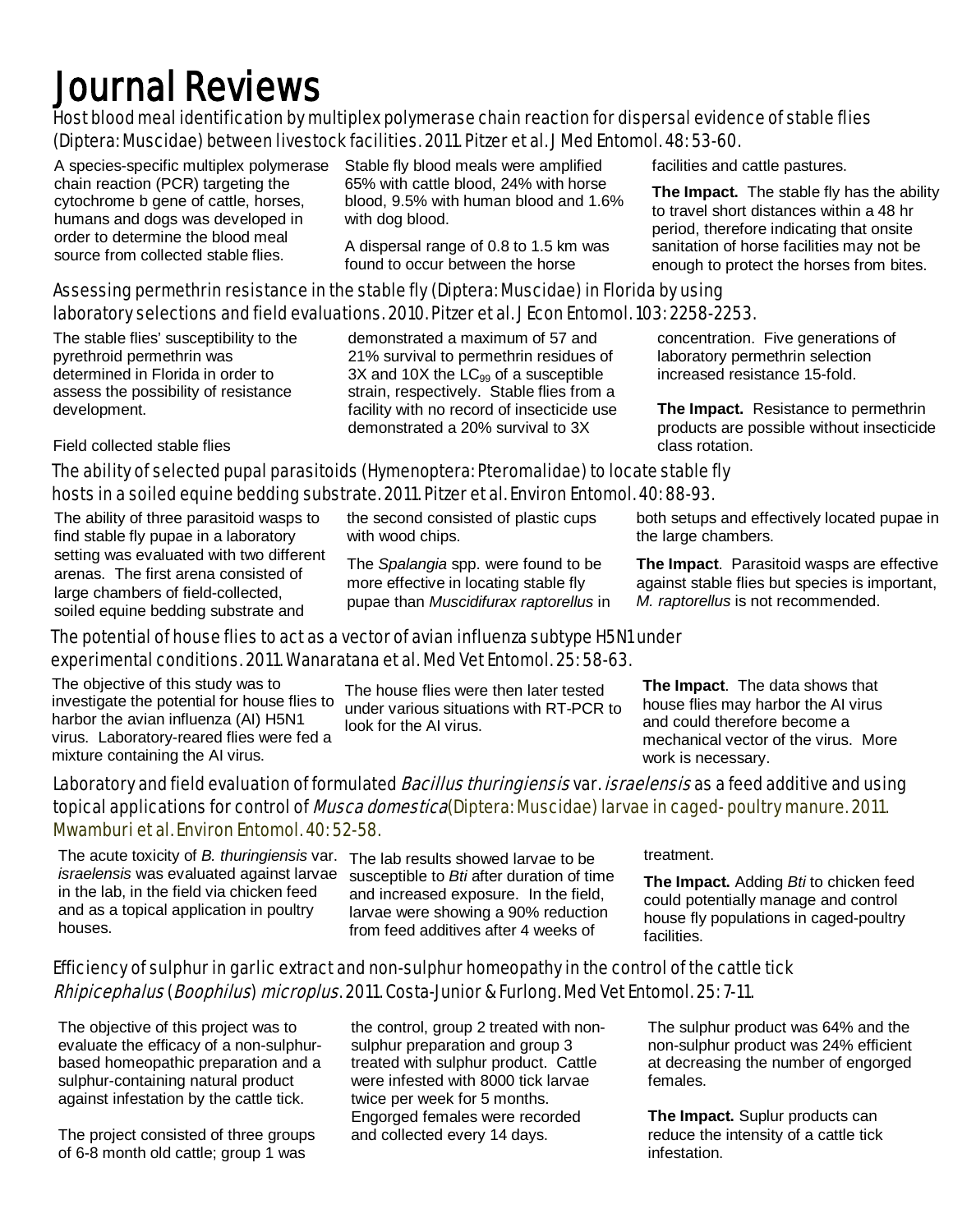# Journal Reviews

## Host blood meal identification by multiplex polymerase chain reaction for dispersal evidence of stable flies (Diptera: Muscidae) between livestock facilities. 2011. Pitzer et al. J Med Entomol. 48: 53-60.

A species-specific multiplex polymerase chain reaction (PCR) targeting the cytochrome b gene of cattle, horses, humans and dogs was developed in order to determine the blood meal source from collected stable flies.

Stable fly blood meals were amplified 65% with cattle blood, 24% with horse blood, 9.5% with human blood and 1.6% with dog blood.

A dispersal range of 0.8 to 1.5 km was found to occur between the horse facilities and cattle pastures.

**The Impact.** The stable fly has the ability to travel short distances within a 48 hr period, therefore indicating that onsite sanitation of horse facilities may not be enough to protect the horses from bites.

## Assessing permethrin resistance in the stable fly (Diptera: Muscidae) in Florida by using laboratory selections and field evaluations. 2010. Pitzer et al. J Econ Entomol. 103: 2258-2253.

The stable flies' susceptibility to the pyrethroid permethrin was determined in Florida in order to assess the possibility of resistance development.

Field collected stable flies demonstrated a maximum of 57 and 21% survival to permethrin residues of 3X and 10X the $LC_{99}$ of a susceptible strain, respectively. Stable flies from a facility with no record of insecticide use demonstrated a 20% survival to 3X concentration. Five generations of laboratory permethrin selection increased resistance 15-fold.

**The Impact.** Resistance to permethrin products are possible without insecticide class rotation.

## The ability of selected pupal parasitoids (Hymenoptera: Pteromalidae) to locate stable fly hosts in a soiled equine bedding substrate. 2011. Pitzer et al. Environ Entomol. 40: 88-93.

The ability of three parasitoid wasps to find stable fly pupae in a laboratory setting was evaluated with two different arenas. The first arena consisted of large chambers of field-collected, soiled equine bedding substrate and the second consisted of plastic cups with wood chips.

The *Spalangia* spp. were found to be more effective in locating stable fly pupae than *Muscidifurax raptorellus* in both setups and effectively located pupae in the large chambers.

**The Impact**. Parasitoid wasps are effective against stable flies but species is important, *M. raptorellus* is not recommended.

## The potential of house flies to act as a vector of avian influenza subtype H5N1 under experimental conditions. 2011. Wanaratana et al. Med Vet Entomol. 25: 58-63.

The objective of this study was to investigate the potential for house flies to harbor the avian influenza (AI) H5N1 virus. Laboratory-reared flies were fed a mixture containing the AI virus.

The house flies were then later tested under various situations with RT-PCR to look for the AI virus.

**The Impact**. The data shows that house flies may harbor the AI virus and could therefore become a mechanical vector of the virus. More work is necessary.

## Laboratory and field evaluation of formulated *Bacillus thuringiensis* var. *israelensis* as a feed additive and using topical applications for control of *Musca domestica* (Diptera: Muscidae) larvae in caged-poultry manure. 2011. Mwamburi et al. Environ Entomol. 40: 52-58.

The acute toxicity of *B. thuringiensis* var. *israelensis* was evaluated against larvae in the lab, in the field via chicken feed and as a topical application in poultry houses.

The lab results showed larvae to be susceptible to *Bti* after duration of time and increased exposure. In the field, larvae were showing a 90% reduction from feed additives after 4 weeks of treatment.

**The Impact.** Adding *Bti* to chicken feed could potentially manage and control house fly populations in caged-poultry facilities.

## Efficiency of sulphur in garlic extract and non-sulphur homeopathy in the control of the cattle tick *Rhipicephalus* (*Boophilus*) *microplus*. 2011. Costa-Junior & Furlong. Med Vet Entomol. 25: 7-11.

The objective of this project was to evaluate the efficacy of a non-sulphur-based homeopathic preparation and a sulphur-containing natural product against infestation by the cattle tick.

The project consisted of three groups of 6-8 month old cattle; group 1 was the control, group 2 treated with non-sulphur preparation and group 3 treated with sulphur product. Cattle were infested with 8000 tick larvae twice per week for 5 months. Engorged females were recorded and collected every 14 days.

The sulphur product was 64% and the non-sulphur product was 24% efficient at decreasing the number of engorged females.

**The Impact.** Suplur products can reduce the intensity of a cattle tick infestation.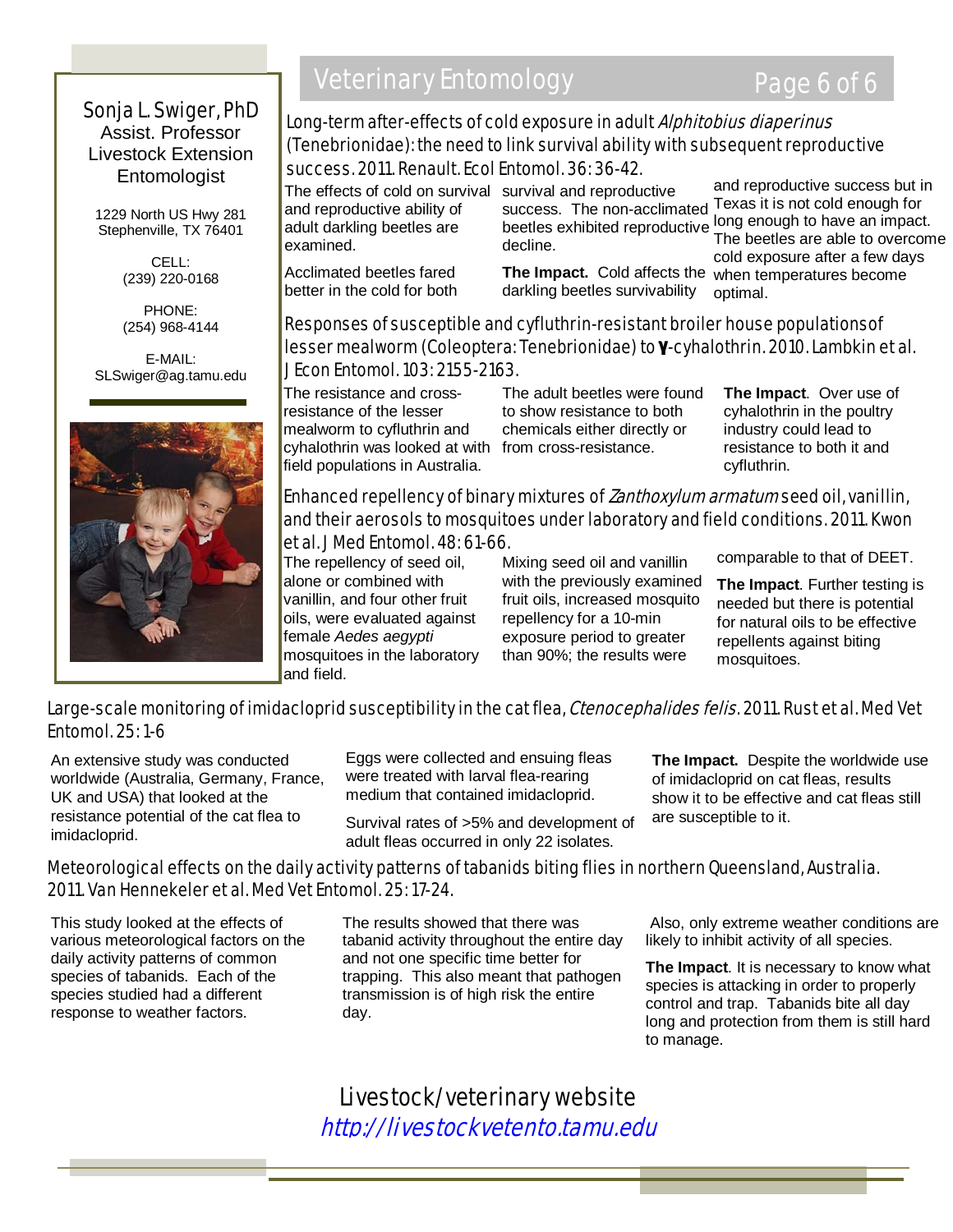Sonja L. Swiger, PhD
Assist. Professor
Livestock Extension
Entomologist

1229 North US Hwy 281
Stephenville, TX 76401

CELL:
(239) 220-0168

PHONE:
(254) 968-4144

E-MAIL:
SLSwiger@ag.tamu.edu

## Long-term after-effects of cold exposure in adult *Alphitobius diaperinus* (Tenebrionidae): the need to link survival ability with subsequent reproductive success. 2011. Renault. Ecol Entomol. 36: 36-42.

The effects of cold on survival and reproductive ability of adult darkling beetles are examined.

Acclimated beetles fared better in the cold for both survival and reproductive success. The non-acclimated beetles exhibited reproductive decline.

**The Impact.** Cold affects the darkling beetles survivability and reproductive success but in Texas it is not cold enough for long enough to have an impact. The beetles are able to overcome cold exposure after a few days when temperatures become optimal.

## Responses of susceptible and cyfluthrin-resistant broiler house populations of lesser mealworm (Coleoptera: Tenebrionidae) to γ-cyhalothrin. 2010. Lambkin et al. J Econ Entomol. 103: 2155-2163.

The resistance and cross-resistance of the lesser mealworm to cyfluthrin and cyhalothrin was looked at with field populations in Australia.

The adult beetles were found to show resistance to both chemicals either directly or from cross-resistance.

**The Impact**. Over use of cyhalothrin in the poultry industry could lead to resistance to both it and cyfluthrin.

## Enhanced repellency of binary mixtures of *Zanthoxylum armatum* seed oil, vanillin, and their aerosols to mosquitoes under laboratory and field conditions. 2011. Kwon et al. J Med Entomol. 48: 61-66.

The repellency of seed oil, alone or combined with vanillin, and four other fruit oils, were evaluated against female *Aedes aegypti* mosquitoes in the laboratory and field.

Mixing seed oil and vanillin with the previously examined fruit oils, increased mosquito repellency for a 10-min exposure period to greater than 90%; the results were comparable to that of DEET.

**The Impact**. Further testing is needed but there is potential for natural oils to be effective repellents against biting mosquitoes.

## Large-scale monitoring of imidacloprid susceptibility in the cat flea, *Ctenocephalides felis*. 2011. Rust et al. Med Vet Entomol. 25: 1-6

An extensive study was conducted worldwide (Australia, Germany, France, UK and USA) that looked at the resistance potential of the cat flea to imidacloprid.

Eggs were collected and ensuing fleas were treated with larval flea-rearing medium that contained imidacloprid.

Survival rates of >5% and development of adult fleas occurred in only 22 isolates.

**The Impact.** Despite the worldwide use of imidacloprid on cat fleas, results show it to be effective and cat fleas still are susceptible to it.

## Meteorological effects on the daily activity patterns of tabanids biting flies in northern Queensland, Australia. 2011. Van Hennekeler et al. Med Vet Entomol. 25: 17-24.

This study looked at the effects of various meteorological factors on the daily activity patterns of common species of tabanids. Each of the species studied had a different response to weather factors.

The results showed that there was tabanid activity throughout the entire day and not one specific time better for trapping. This also meant that pathogen transmission is of high risk the entire day.

Also, only extreme weather conditions are likely to inhibit activity of all species.

**The Impact**. It is necessary to know what species is attacking in order to properly control and trap. Tabanids bite all day long and protection from them is still hard to manage.

Livestock/veterinary website
http://livestockvetento.tamu.edu